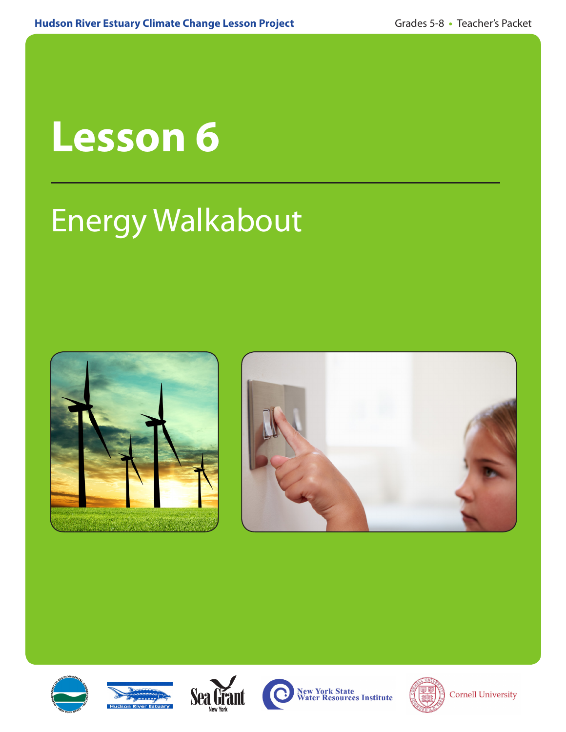Hudson River Estuary Climate Change Lesson Project

Grades 5-8 • Teacher's Packet

# Lesson 6

## Energy Walkabout

New York State Water Resources Institute

Cornell University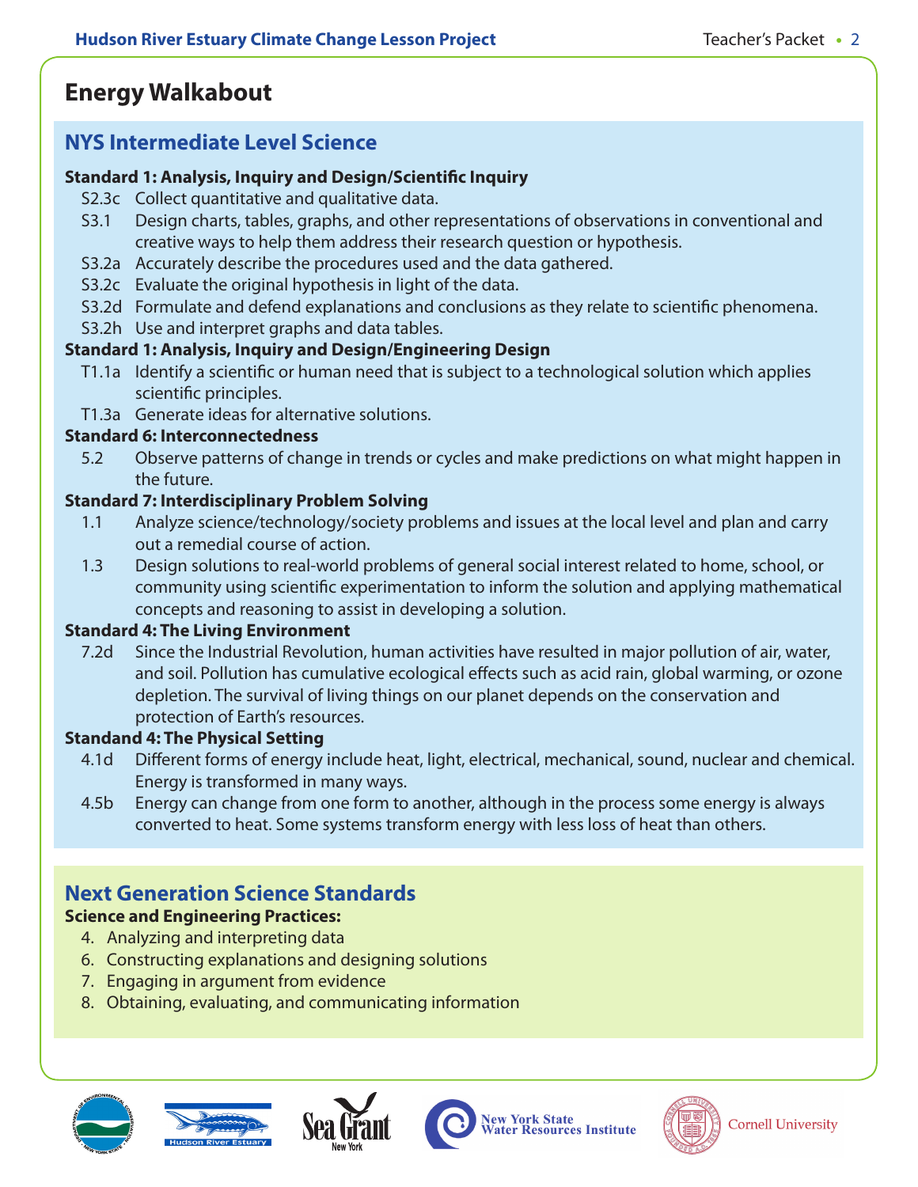# Energy Walkabout

## NYS Intermediate Level Science

**Standard 1: Analysis, Inquiry and Design/Scientific Inquiry**

- S2.3c Collect quantitative and qualitative data.
- S3.1 Design charts, tables, graphs, and other representations of observations in conventional and creative ways to help them address their research question or hypothesis.
- S3.2a Accurately describe the procedures used and the data gathered.
- S3.2c Evaluate the original hypothesis in light of the data.
- S3.2d Formulate and defend explanations and conclusions as they relate to scientific phenomena.
- S3.2h Use and interpret graphs and data tables.

**Standard 1: Analysis, Inquiry and Design/Engineering Design**

- T1.1a Identify a scientific or human need that is subject to a technological solution which applies scientific principles.
- T1.3a Generate ideas for alternative solutions.

**Standard 6: Interconnectedness**

- 5.2 Observe patterns of change in trends or cycles and make predictions on what might happen in the future.

**Standard 7: Interdisciplinary Problem Solving**

- 1.1 Analyze science/technology/society problems and issues at the local level and plan and carry out a remedial course of action.
- 1.3 Design solutions to real-world problems of general social interest related to home, school, or community using scientific experimentation to inform the solution and applying mathematical concepts and reasoning to assist in developing a solution.

**Standard 4: The Living Environment**

- 7.2d Since the Industrial Revolution, human activities have resulted in major pollution of air, water, and soil. Pollution has cumulative ecological effects such as acid rain, global warming, or ozone depletion. The survival of living things on our planet depends on the conservation and protection of Earth's resources.

**Standand 4: The Physical Setting**

- 4.1d Different forms of energy include heat, light, electrical, mechanical, sound, nuclear and chemical. Energy is transformed in many ways.
- 4.5b Energy can change from one form to another, although in the process some energy is always converted to heat. Some systems transform energy with less loss of heat than others.

## Next Generation Science Standards

**Science and Engineering Practices:**

4. Analyzing and interpreting data
6. Constructing explanations and designing solutions
7. Engaging in argument from evidence
8. Obtaining, evaluating, and communicating information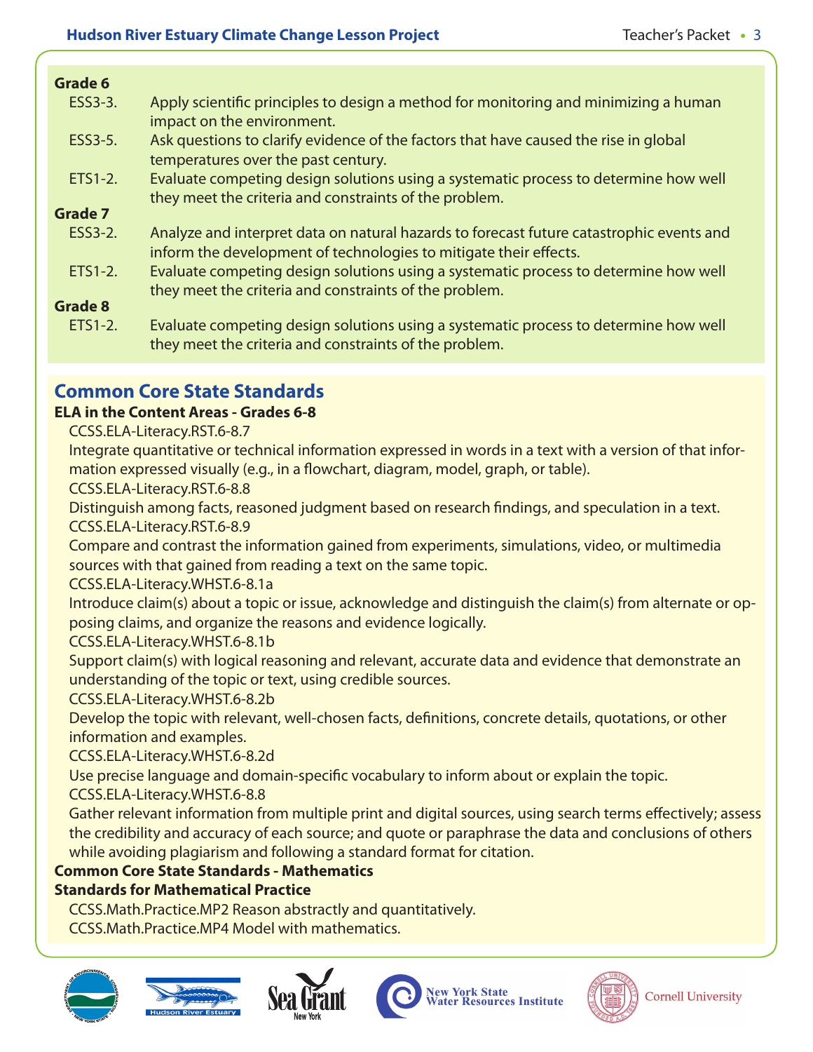**Grade 6**

- ESS3-3. Apply scientific principles to design a method for monitoring and minimizing a human impact on the environment.
- ESS3-5. Ask questions to clarify evidence of the factors that have caused the rise in global temperatures over the past century.
- ETS1-2. Evaluate competing design solutions using a systematic process to determine how well they meet the criteria and constraints of the problem.

**Grade 7**

- ESS3-2. Analyze and interpret data on natural hazards to forecast future catastrophic events and inform the development of technologies to mitigate their effects.
- ETS1-2. Evaluate competing design solutions using a systematic process to determine how well they meet the criteria and constraints of the problem.

**Grade 8**

- ETS1-2. Evaluate competing design solutions using a systematic process to determine how well they meet the criteria and constraints of the problem.

## Common Core State Standards

**ELA in the Content Areas - Grades 6-8**

CCSS.ELA-Literacy.RST.6-8.7
Integrate quantitative or technical information expressed in words in a text with a version of that information expressed visually (e.g., in a flowchart, diagram, model, graph, or table).

CCSS.ELA-Literacy.RST.6-8.8
Distinguish among facts, reasoned judgment based on research findings, and speculation in a text.

CCSS.ELA-Literacy.RST.6-8.9
Compare and contrast the information gained from experiments, simulations, video, or multimedia sources with that gained from reading a text on the same topic.

CCSS.ELA-Literacy.WHST.6-8.1a
Introduce claim(s) about a topic or issue, acknowledge and distinguish the claim(s) from alternate or opposing claims, and organize the reasons and evidence logically.

CCSS.ELA-Literacy.WHST.6-8.1b
Support claim(s) with logical reasoning and relevant, accurate data and evidence that demonstrate an understanding of the topic or text, using credible sources.

CCSS.ELA-Literacy.WHST.6-8.2b
Develop the topic with relevant, well-chosen facts, definitions, concrete details, quotations, or other information and examples.

CCSS.ELA-Literacy.WHST.6-8.2d
Use precise language and domain-specific vocabulary to inform about or explain the topic.

CCSS.ELA-Literacy.WHST.6-8.8
Gather relevant information from multiple print and digital sources, using search terms effectively; assess the credibility and accuracy of each source; and quote or paraphrase the data and conclusions of others while avoiding plagiarism and following a standard format for citation.

**Common Core State Standards - Mathematics**

**Standards for Mathematical Practice**

CCSS.Math.Practice.MP2 Reason abstractly and quantitatively.
CCSS.Math.Practice.MP4 Model with mathematics.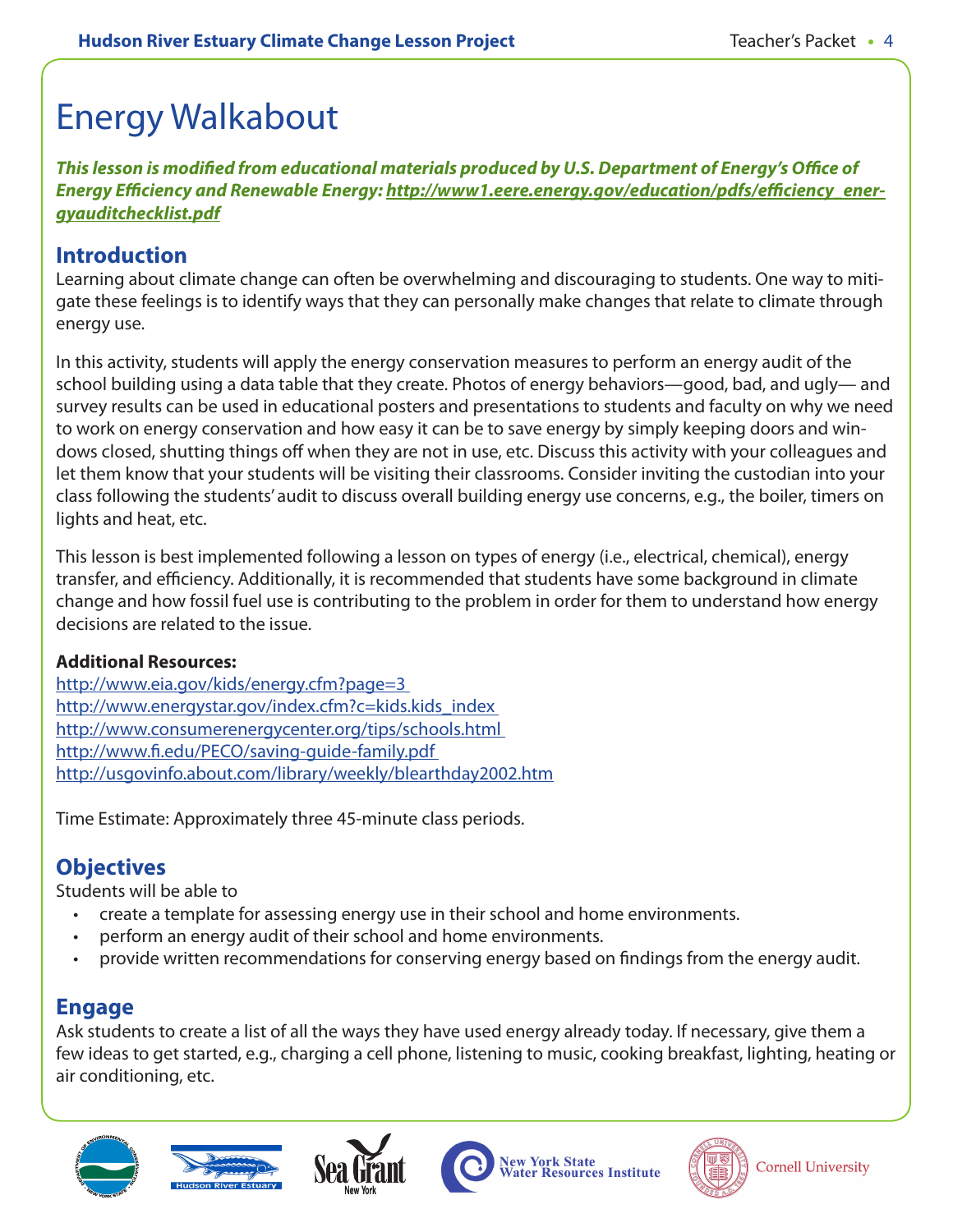# Energy Walkabout

***This lesson is modified from educational materials produced by U.S. Department of Energy's Office of Energy Efficiency and Renewable Energy: http://www1.eere.energy.gov/education/pdfs/efficiency_energyauditchecklist.pdf***

## Introduction

Learning about climate change can often be overwhelming and discouraging to students. One way to mitigate these feelings is to identify ways that they can personally make changes that relate to climate through energy use.

In this activity, students will apply the energy conservation measures to perform an energy audit of the school building using a data table that they create. Photos of energy behaviors—good, bad, and ugly— and survey results can be used in educational posters and presentations to students and faculty on why we need to work on energy conservation and how easy it can be to save energy by simply keeping doors and windows closed, shutting things off when they are not in use, etc. Discuss this activity with your colleagues and let them know that your students will be visiting their classrooms. Consider inviting the custodian into your class following the students' audit to discuss overall building energy use concerns, e.g., the boiler, timers on lights and heat, etc.

This lesson is best implemented following a lesson on types of energy (i.e., electrical, chemical), energy transfer, and efficiency. Additionally, it is recommended that students have some background in climate change and how fossil fuel use is contributing to the problem in order for them to understand how energy decisions are related to the issue.

**Additional Resources:**
http://www.eia.gov/kids/energy.cfm?page=3
http://www.energystar.gov/index.cfm?c=kids.kids_index
http://www.consumerenergycenter.org/tips/schools.html
http://www.fi.edu/PECO/saving-guide-family.pdf
http://usgovinfo.about.com/library/weekly/blearthday2002.htm

Time Estimate: Approximately three 45-minute class periods.

## Objectives

Students will be able to

- create a template for assessing energy use in their school and home environments.
- perform an energy audit of their school and home environments.
- provide written recommendations for conserving energy based on findings from the energy audit.

## Engage

Ask students to create a list of all the ways they have used energy already today. If necessary, give them a few ideas to get started, e.g., charging a cell phone, listening to music, cooking breakfast, lighting, heating or air conditioning, etc.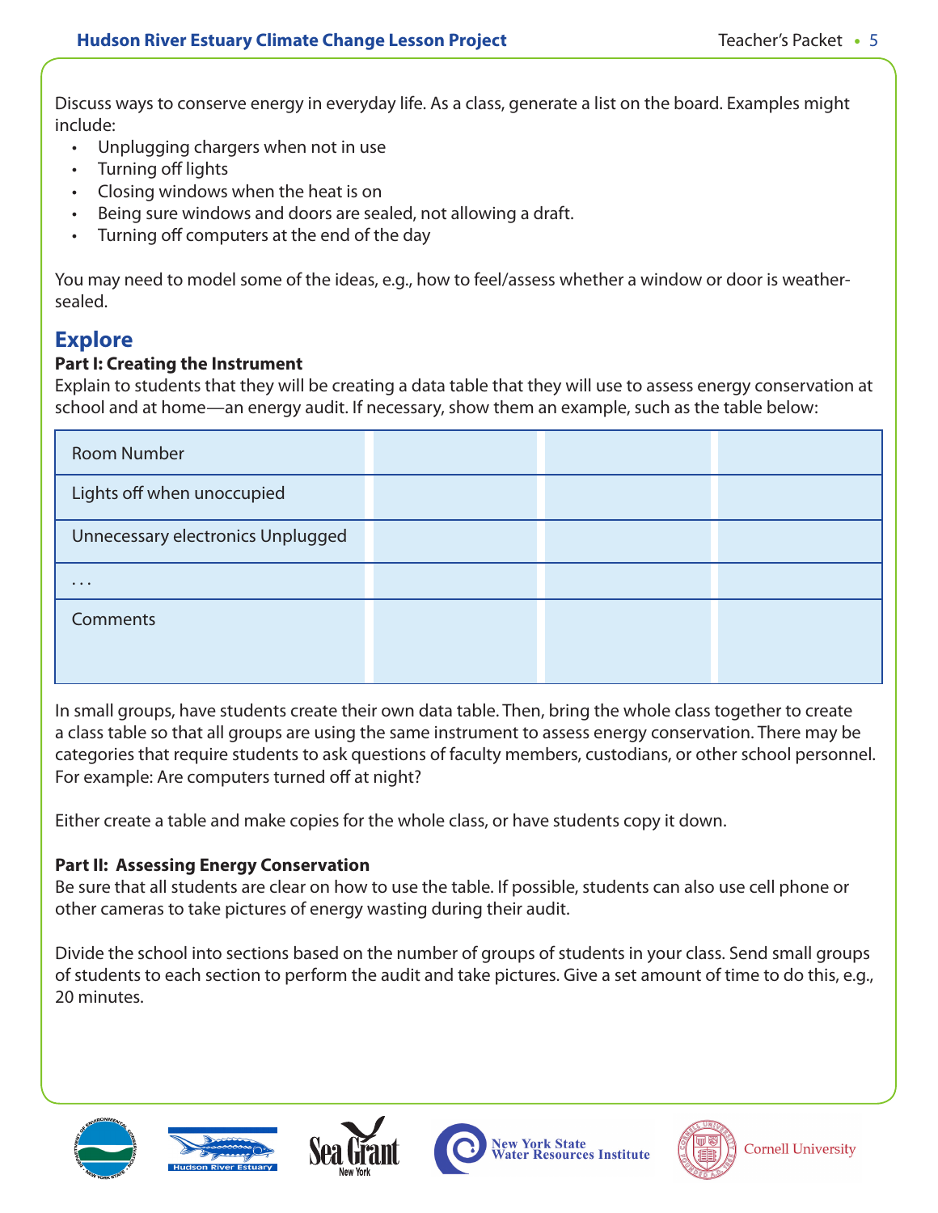Discuss ways to conserve energy in everyday life. As a class, generate a list on the board. Examples might include:

- Unplugging chargers when not in use
- Turning off lights
- Closing windows when the heat is on
- Being sure windows and doors are sealed, not allowing a draft.
- Turning off computers at the end of the day

You may need to model some of the ideas, e.g., how to feel/assess whether a window or door is weather-sealed.

## Explore

**Part I: Creating the Instrument**

Explain to students that they will be creating a data table that they will use to assess energy conservation at school and at home—an energy audit. If necessary, show them an example, such as the table below:

| Room Number | | | |
|---|---|---|---|
| Lights off when unoccupied | | | |
| Unnecessary electronics Unplugged | | | |
| . . . | | | |
| Comments | | | |

In small groups, have students create their own data table. Then, bring the whole class together to create a class table so that all groups are using the same instrument to assess energy conservation. There may be categories that require students to ask questions of faculty members, custodians, or other school personnel. For example: Are computers turned off at night?

Either create a table and make copies for the whole class, or have students copy it down.

**Part II: Assessing Energy Conservation**

Be sure that all students are clear on how to use the table. If possible, students can also use cell phone or other cameras to take pictures of energy wasting during their audit.

Divide the school into sections based on the number of groups of students in your class. Send small groups of students to each section to perform the audit and take pictures. Give a set amount of time to do this, e.g., 20 minutes.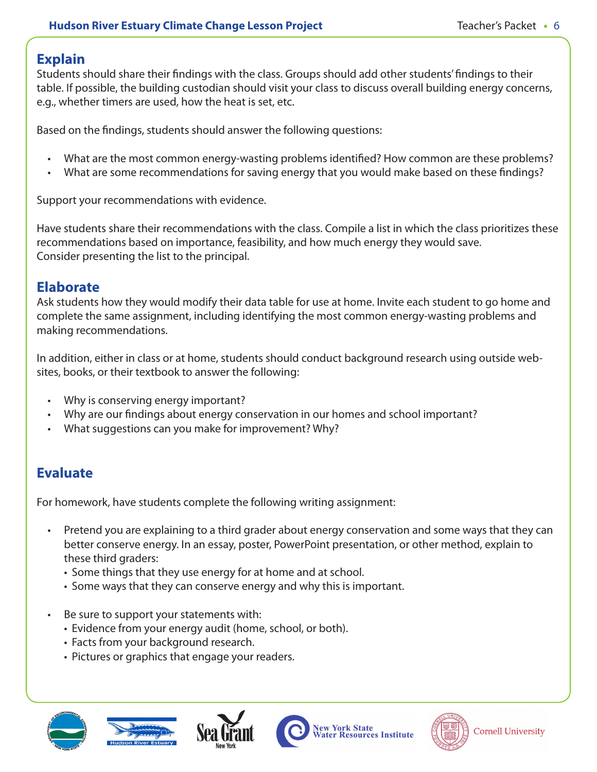## Explain

Students should share their findings with the class. Groups should add other students' findings to their table. If possible, the building custodian should visit your class to discuss overall building energy concerns, e.g., whether timers are used, how the heat is set, etc.

Based on the findings, students should answer the following questions:

- What are the most common energy-wasting problems identified? How common are these problems?
- What are some recommendations for saving energy that you would make based on these findings?

Support your recommendations with evidence.

Have students share their recommendations with the class. Compile a list in which the class prioritizes these recommendations based on importance, feasibility, and how much energy they would save. Consider presenting the list to the principal.

## Elaborate

Ask students how they would modify their data table for use at home. Invite each student to go home and complete the same assignment, including identifying the most common energy-wasting problems and making recommendations.

In addition, either in class or at home, students should conduct background research using outside websites, books, or their textbook to answer the following:

- Why is conserving energy important?
- Why are our findings about energy conservation in our homes and school important?
- What suggestions can you make for improvement? Why?

## Evaluate

For homework, have students complete the following writing assignment:

- Pretend you are explaining to a third grader about energy conservation and some ways that they can better conserve energy. In an essay, poster, PowerPoint presentation, or other method, explain to these third graders:
  - Some things that they use energy for at home and at school.
  - Some ways that they can conserve energy and why this is important.
- Be sure to support your statements with:
  - Evidence from your energy audit (home, school, or both).
  - Facts from your background research.
  - Pictures or graphics that engage your readers.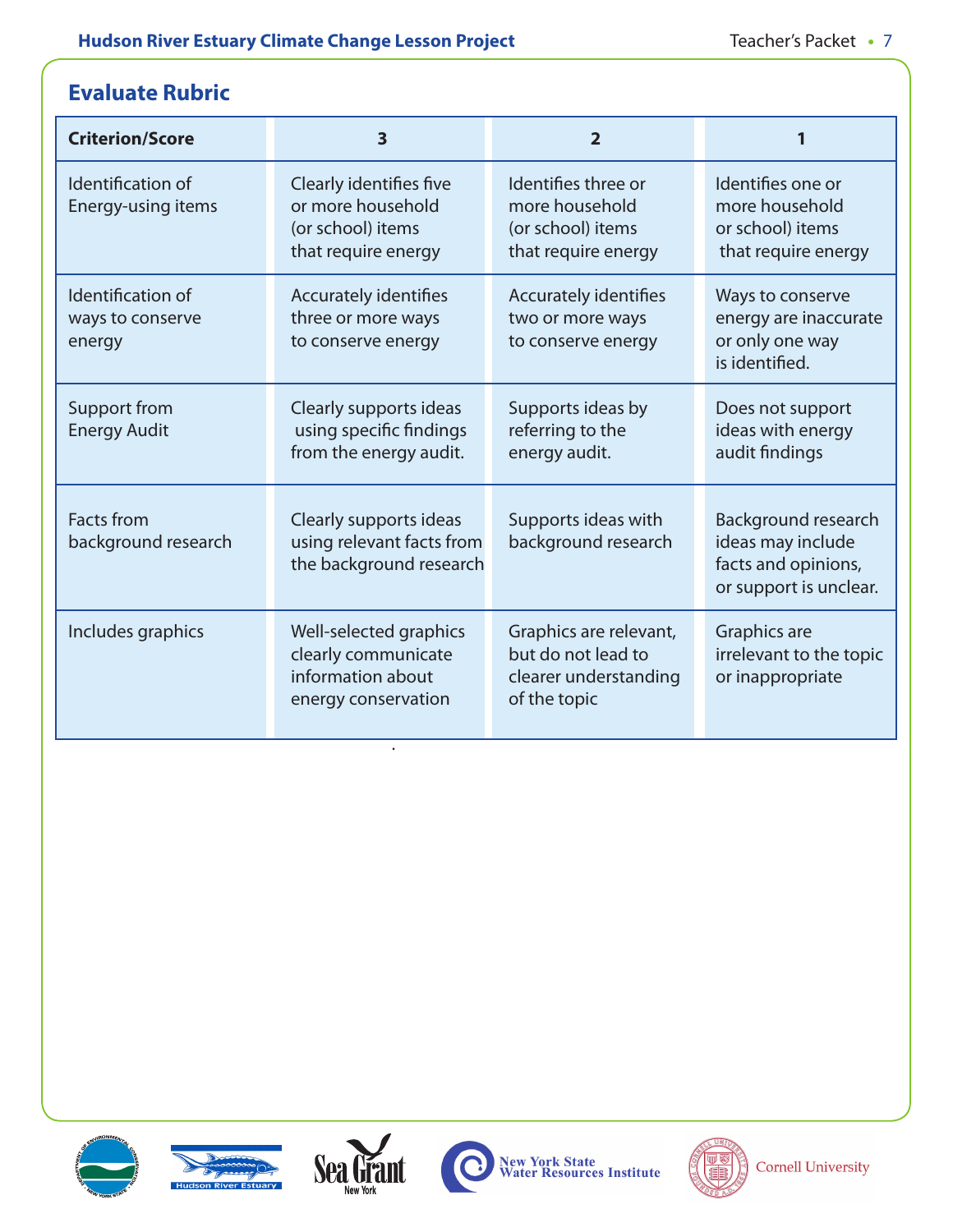## Evaluate Rubric

| Criterion/Score | 3 | 2 | 1 |
|---|---|---|---|
| Identification of Energy-using items | Clearly identifies five or more household (or school) items that require energy | Identifies three or more household (or school) items that require energy | Identifies one or more household or school) items that require energy |
| Identification of ways to conserve energy | Accurately identifies three or more ways to conserve energy | Accurately identifies two or more ways to conserve energy | Ways to conserve energy are inaccurate or only one way is identified. |
| Support from Energy Audit | Clearly supports ideas using specific findings from the energy audit. | Supports ideas by referring to the energy audit. | Does not support ideas with energy audit findings |
| Facts from background research | Clearly supports ideas using relevant facts from the background research | Supports ideas with background research | Background research ideas may include facts and opinions, or support is unclear. |
| Includes graphics | Well-selected graphics clearly communicate information about energy conservation | Graphics are relevant, but do not lead to clearer understanding of the topic | Graphics are irrelevant to the topic or inappropriate |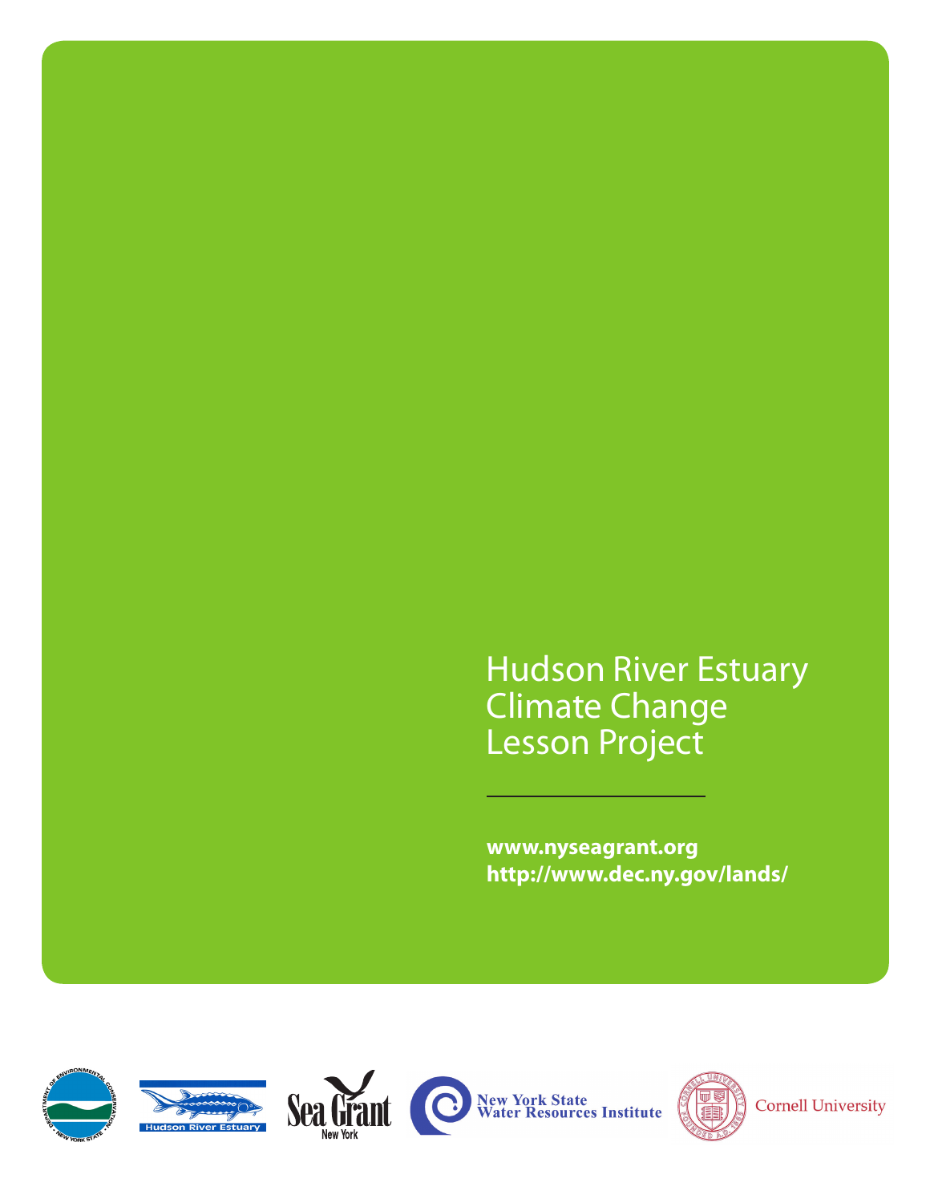Hudson River Estuary
Climate Change
Lesson Project

**www.nyseagrant.org**
**http://www.dec.ny.gov/lands/**

Hudson River Estuary

Sea Grant
New York

New York State
Water Resources Institute

Cornell University